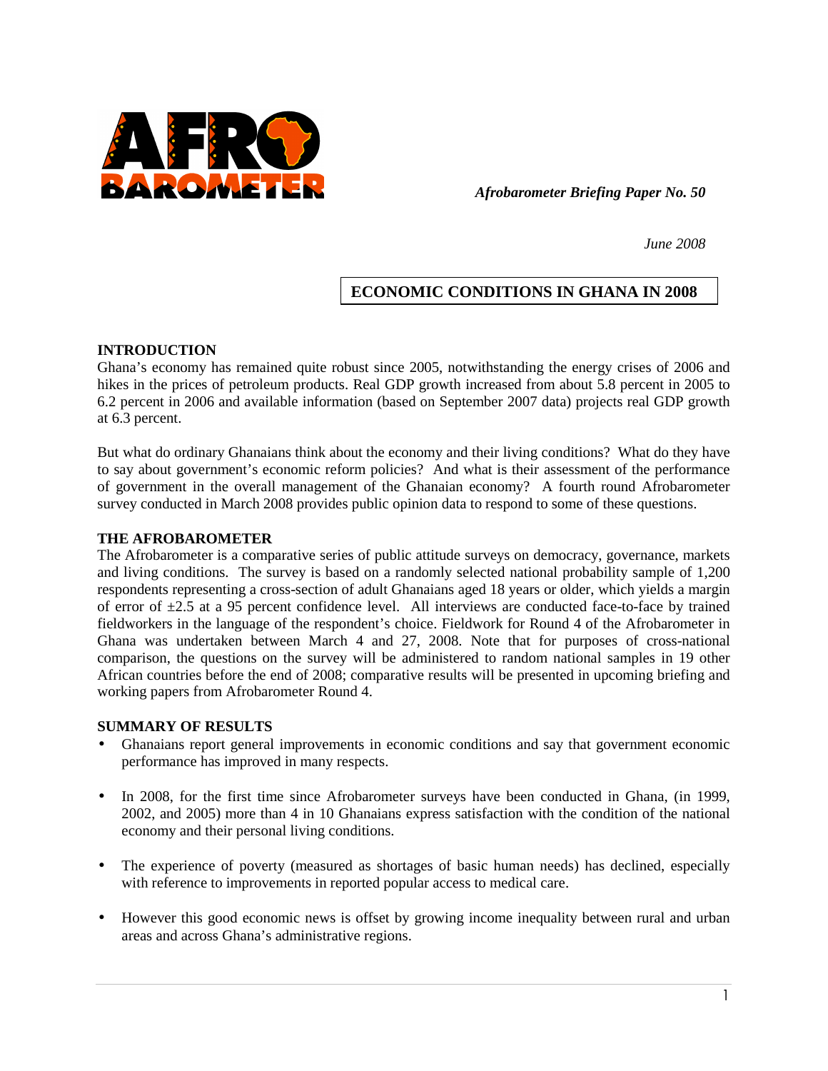*Afrobarometer Briefing Paper No. 50*

*June 2008*

# ECONOMIC CONDITIONS IN GHANA IN 2008

## INTRODUCTION

Ghana's economy has remained quite robust since 2005, notwithstanding the energy crises of 2006 and hikes in the prices of petroleum products. Real GDP growth increased from about 5.8 percent in 2005 to 6.2 percent in 2006 and available information (based on September 2007 data) projects real GDP growth at 6.3 percent.

But what do ordinary Ghanaians think about the economy and their living conditions? What do they have to say about government's economic reform policies? And what is their assessment of the performance of government in the overall management of the Ghanaian economy? A fourth round Afrobarometer survey conducted in March 2008 provides public opinion data to respond to some of these questions.

## THE AFROBAROMETER

The Afrobarometer is a comparative series of public attitude surveys on democracy, governance, markets and living conditions. The survey is based on a randomly selected national probability sample of 1,200 respondents representing a cross-section of adult Ghanaians aged 18 years or older, which yields a margin of error of ±2.5 at a 95 percent confidence level. All interviews are conducted face-to-face by trained fieldworkers in the language of the respondent's choice. Fieldwork for Round 4 of the Afrobarometer in Ghana was undertaken between March 4 and 27, 2008. Note that for purposes of cross-national comparison, the questions on the survey will be administered to random national samples in 19 other African countries before the end of 2008; comparative results will be presented in upcoming briefing and working papers from Afrobarometer Round 4.

## SUMMARY OF RESULTS

- Ghanaians report general improvements in economic conditions and say that government economic performance has improved in many respects.
- In 2008, for the first time since Afrobarometer surveys have been conducted in Ghana, (in 1999, 2002, and 2005) more than 4 in 10 Ghanaians express satisfaction with the condition of the national economy and their personal living conditions.
- The experience of poverty (measured as shortages of basic human needs) has declined, especially with reference to improvements in reported popular access to medical care.
- However this good economic news is offset by growing income inequality between rural and urban areas and across Ghana's administrative regions.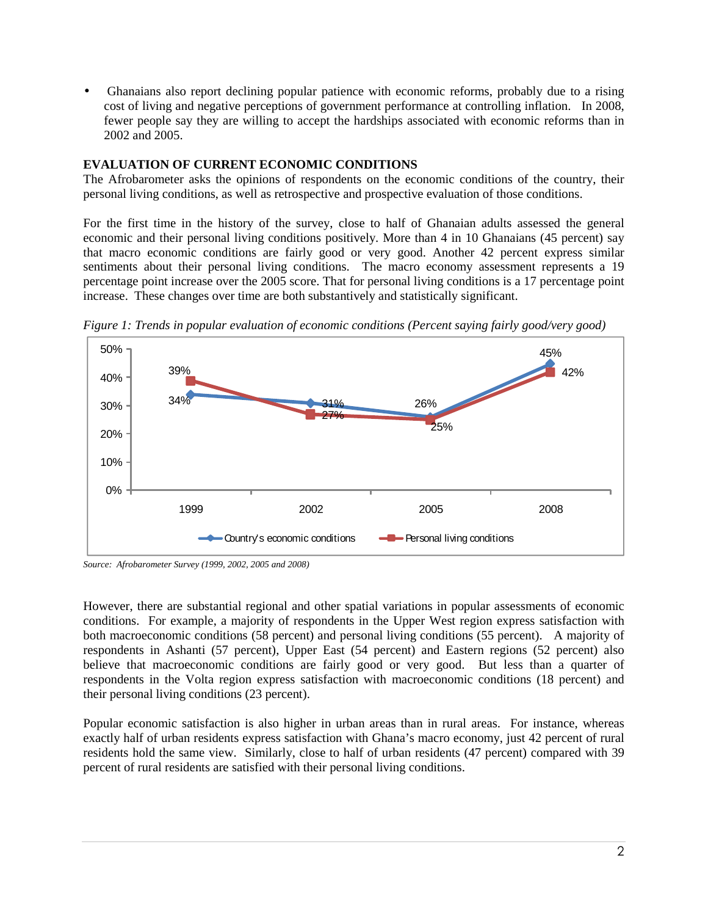- Ghanaians also report declining popular patience with economic reforms, probably due to a rising cost of living and negative perceptions of government performance at controlling inflation. In 2008, fewer people say they are willing to accept the hardships associated with economic reforms than in 2002 and 2005.

## EVALUATION OF CURRENT ECONOMIC CONDITIONS

The Afrobarometer asks the opinions of respondents on the economic conditions of the country, their personal living conditions, as well as retrospective and prospective evaluation of those conditions.

For the first time in the history of the survey, close to half of Ghanaian adults assessed the general economic and their personal living conditions positively. More than 4 in 10 Ghanaians (45 percent) say that macro economic conditions are fairly good or very good. Another 42 percent express similar sentiments about their personal living conditions. The macro economy assessment represents a 19 percentage point increase over the 2005 score. That for personal living conditions is a 17 percentage point increase. These changes over time are both substantively and statistically significant.

*Figure 1: Trends in popular evaluation of economic conditions (Percent saying fairly good/very good)*

| | 1999 | 2002 | 2005 | 2008 |
|---|---|---|---|---|
| Country's economic conditions | 34% | 31% | 26% | 45% |
| Personal living conditions | 39% | 27% | 25% | 42% |

*Source: Afrobarometer Survey (1999, 2002, 2005 and 2008)*

However, there are substantial regional and other spatial variations in popular assessments of economic conditions. For example, a majority of respondents in the Upper West region express satisfaction with both macroeconomic conditions (58 percent) and personal living conditions (55 percent). A majority of respondents in Ashanti (57 percent), Upper East (54 percent) and Eastern regions (52 percent) also believe that macroeconomic conditions are fairly good or very good. But less than a quarter of respondents in the Volta region express satisfaction with macroeconomic conditions (18 percent) and their personal living conditions (23 percent).

Popular economic satisfaction is also higher in urban areas than in rural areas. For instance, whereas exactly half of urban residents express satisfaction with Ghana's macro economy, just 42 percent of rural residents hold the same view. Similarly, close to half of urban residents (47 percent) compared with 39 percent of rural residents are satisfied with their personal living conditions.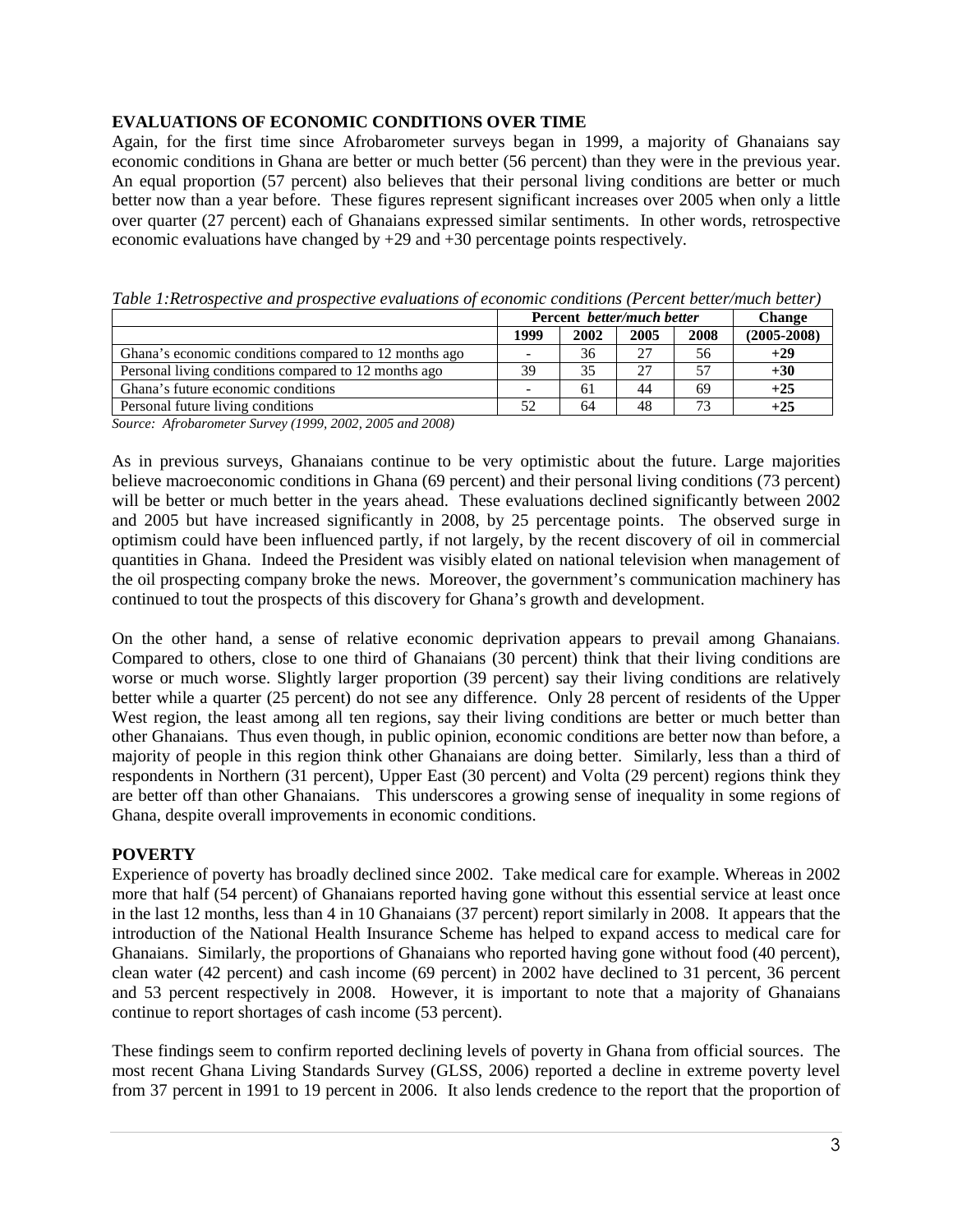## EVALUATIONS OF ECONOMIC CONDITIONS OVER TIME

Again, for the first time since Afrobarometer surveys began in 1999, a majority of Ghanaians say economic conditions in Ghana are better or much better (56 percent) than they were in the previous year. An equal proportion (57 percent) also believes that their personal living conditions are better or much better now than a year before. These figures represent significant increases over 2005 when only a little over quarter (27 percent) each of Ghanaians expressed similar sentiments. In other words, retrospective economic evaluations have changed by +29 and +30 percentage points respectively.

*Table 1:Retrospective and prospective evaluations of economic conditions (Percent better/much better)*

| | **Percent *better/much better*** | | | | **Change** |
|---|---|---|---|---|---|
| | **1999** | **2002** | **2005** | **2008** | **(2005-2008)** |
| Ghana's economic conditions compared to 12 months ago | - | 36 | 27 | 56 | **+29** |
| Personal living conditions compared to 12 months ago | 39 | 35 | 27 | 57 | **+30** |
| Ghana's future economic conditions | - | 61 | 44 | 69 | **+25** |
| Personal future living conditions | 52 | 64 | 48 | 73 | **+25** |

*Source: Afrobarometer Survey (1999, 2002, 2005 and 2008)*

As in previous surveys, Ghanaians continue to be very optimistic about the future. Large majorities believe macroeconomic conditions in Ghana (69 percent) and their personal living conditions (73 percent) will be better or much better in the years ahead. These evaluations declined significantly between 2002 and 2005 but have increased significantly in 2008, by 25 percentage points. The observed surge in optimism could have been influenced partly, if not largely, by the recent discovery of oil in commercial quantities in Ghana. Indeed the President was visibly elated on national television when management of the oil prospecting company broke the news. Moreover, the government's communication machinery has continued to tout the prospects of this discovery for Ghana's growth and development.

On the other hand, a sense of relative economic deprivation appears to prevail among Ghanaians. Compared to others, close to one third of Ghanaians (30 percent) think that their living conditions are worse or much worse. Slightly larger proportion (39 percent) say their living conditions are relatively better while a quarter (25 percent) do not see any difference. Only 28 percent of residents of the Upper West region, the least among all ten regions, say their living conditions are better or much better than other Ghanaians. Thus even though, in public opinion, economic conditions are better now than before, a majority of people in this region think other Ghanaians are doing better. Similarly, less than a third of respondents in Northern (31 percent), Upper East (30 percent) and Volta (29 percent) regions think they are better off than other Ghanaians. This underscores a growing sense of inequality in some regions of Ghana, despite overall improvements in economic conditions.

## POVERTY

Experience of poverty has broadly declined since 2002. Take medical care for example. Whereas in 2002 more that half (54 percent) of Ghanaians reported having gone without this essential service at least once in the last 12 months, less than 4 in 10 Ghanaians (37 percent) report similarly in 2008. It appears that the introduction of the National Health Insurance Scheme has helped to expand access to medical care for Ghanaians. Similarly, the proportions of Ghanaians who reported having gone without food (40 percent), clean water (42 percent) and cash income (69 percent) in 2002 have declined to 31 percent, 36 percent and 53 percent respectively in 2008. However, it is important to note that a majority of Ghanaians continue to report shortages of cash income (53 percent).

These findings seem to confirm reported declining levels of poverty in Ghana from official sources. The most recent Ghana Living Standards Survey (GLSS, 2006) reported a decline in extreme poverty level from 37 percent in 1991 to 19 percent in 2006. It also lends credence to the report that the proportion of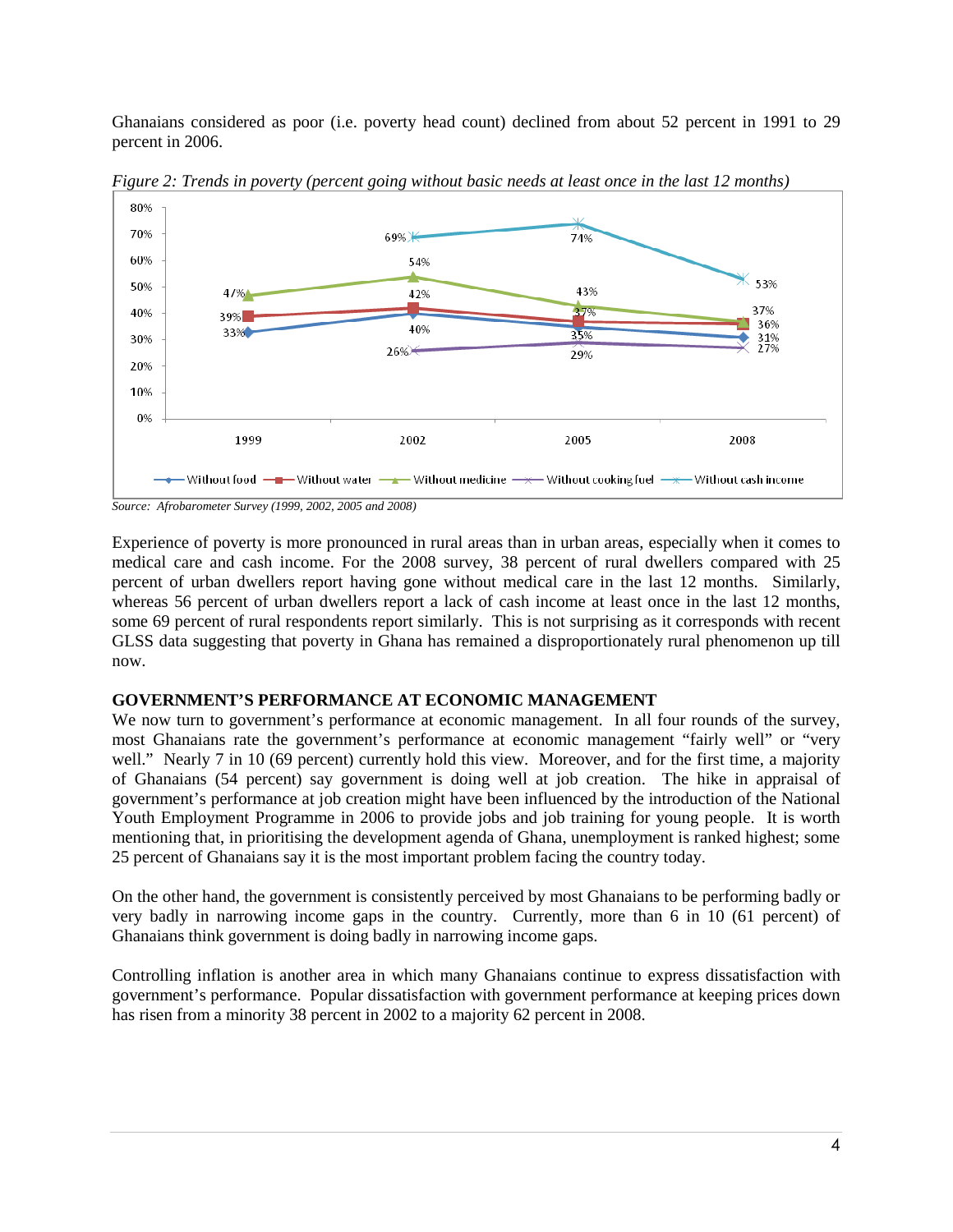Ghanaians considered as poor (i.e. poverty head count) declined from about 52 percent in 1991 to 29 percent in 2006.

*Figure 2: Trends in poverty (percent going without basic needs at least once in the last 12 months)*

*Source: Afrobarometer Survey (1999, 2002, 2005 and 2008)*

Experience of poverty is more pronounced in rural areas than in urban areas, especially when it comes to medical care and cash income. For the 2008 survey, 38 percent of rural dwellers compared with 25 percent of urban dwellers report having gone without medical care in the last 12 months. Similarly, whereas 56 percent of urban dwellers report a lack of cash income at least once in the last 12 months, some 69 percent of rural respondents report similarly. This is not surprising as it corresponds with recent GLSS data suggesting that poverty in Ghana has remained a disproportionately rural phenomenon up till now.

## GOVERNMENT'S PERFORMANCE AT ECONOMIC MANAGEMENT

We now turn to government's performance at economic management. In all four rounds of the survey, most Ghanaians rate the government's performance at economic management "fairly well" or "very well." Nearly 7 in 10 (69 percent) currently hold this view. Moreover, and for the first time, a majority of Ghanaians (54 percent) say government is doing well at job creation. The hike in appraisal of government's performance at job creation might have been influenced by the introduction of the National Youth Employment Programme in 2006 to provide jobs and job training for young people. It is worth mentioning that, in prioritising the development agenda of Ghana, unemployment is ranked highest; some 25 percent of Ghanaians say it is the most important problem facing the country today.

On the other hand, the government is consistently perceived by most Ghanaians to be performing badly or very badly in narrowing income gaps in the country. Currently, more than 6 in 10 (61 percent) of Ghanaians think government is doing badly in narrowing income gaps.

Controlling inflation is another area in which many Ghanaians continue to express dissatisfaction with government's performance. Popular dissatisfaction with government performance at keeping prices down has risen from a minority 38 percent in 2002 to a majority 62 percent in 2008.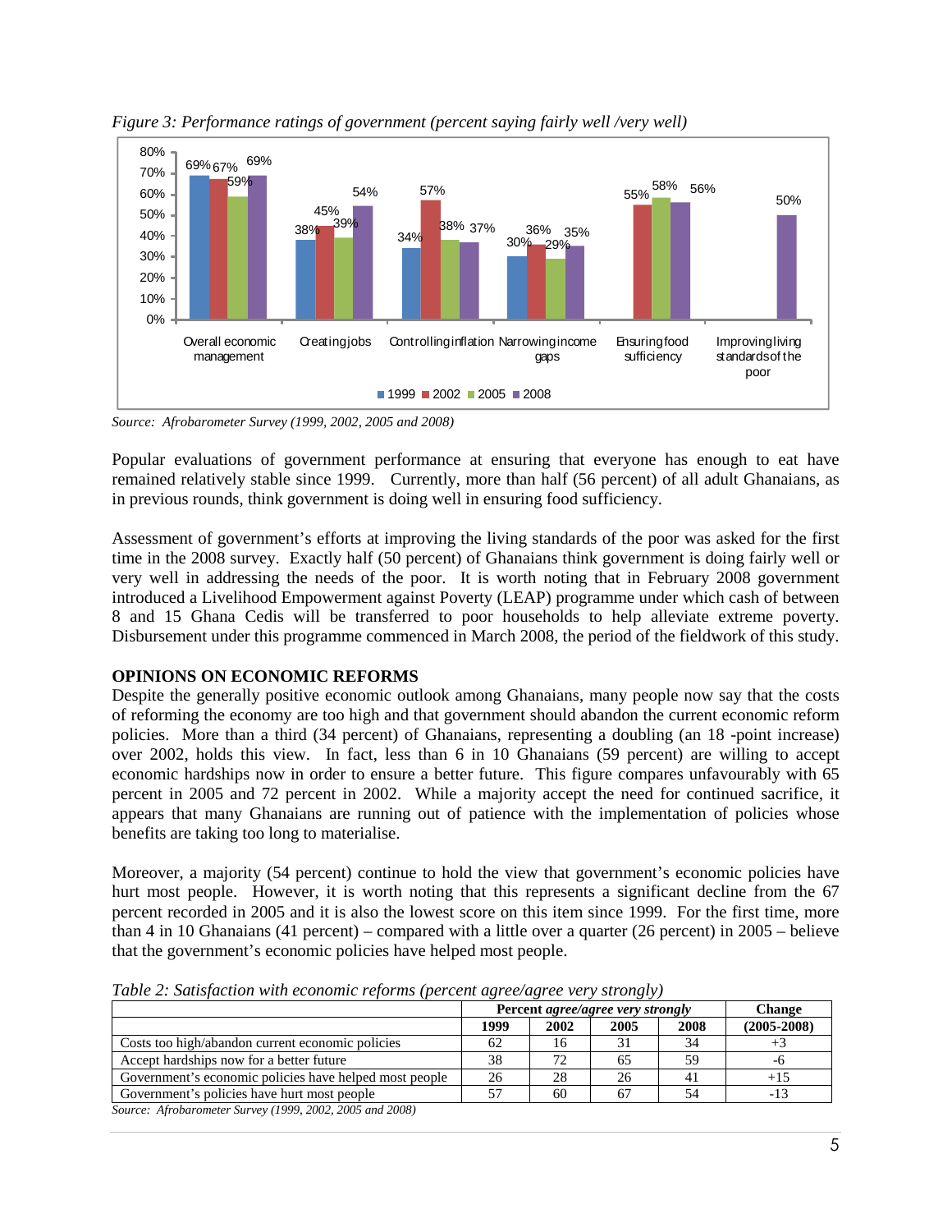*Figure 3: Performance ratings of government (percent saying fairly well /very well)*

*Source: Afrobarometer Survey (1999, 2002, 2005 and 2008)*

Popular evaluations of government performance at ensuring that everyone has enough to eat have remained relatively stable since 1999. Currently, more than half (56 percent) of all adult Ghanaians, as in previous rounds, think government is doing well in ensuring food sufficiency.

Assessment of government's efforts at improving the living standards of the poor was asked for the first time in the 2008 survey. Exactly half (50 percent) of Ghanaians think government is doing fairly well or very well in addressing the needs of the poor. It is worth noting that in February 2008 government introduced a Livelihood Empowerment against Poverty (LEAP) programme under which cash of between 8 and 15 Ghana Cedis will be transferred to poor households to help alleviate extreme poverty. Disbursement under this programme commenced in March 2008, the period of the fieldwork of this study.

## OPINIONS ON ECONOMIC REFORMS

Despite the generally positive economic outlook among Ghanaians, many people now say that the costs of reforming the economy are too high and that government should abandon the current economic reform policies. More than a third (34 percent) of Ghanaians, representing a doubling (an 18 -point increase) over 2002, holds this view. In fact, less than 6 in 10 Ghanaians (59 percent) are willing to accept economic hardships now in order to ensure a better future. This figure compares unfavourably with 65 percent in 2005 and 72 percent in 2002. While a majority accept the need for continued sacrifice, it appears that many Ghanaians are running out of patience with the implementation of policies whose benefits are taking too long to materialise.

Moreover, a majority (54 percent) continue to hold the view that government's economic policies have hurt most people. However, it is worth noting that this represents a significant decline from the 67 percent recorded in 2005 and it is also the lowest score on this item since 1999. For the first time, more than 4 in 10 Ghanaians (41 percent) – compared with a little over a quarter (26 percent) in 2005 – believe that the government's economic policies have helped most people.

*Table 2: Satisfaction with economic reforms (percent agree/agree very strongly)*

| | Percent *agree/agree very strongly* | | | | Change |
|---|---|---|---|---|---|
| | 1999 | 2002 | 2005 | 2008 | (2005-2008) |
| Costs too high/abandon current economic policies | 62 | 16 | 31 | 34 | +3 |
| Accept hardships now for a better future | 38 | 72 | 65 | 59 | -6 |
| Government's economic policies have helped most people | 26 | 28 | 26 | 41 | +15 |
| Government's policies have hurt most people | 57 | 60 | 67 | 54 | -13 |

*Source: Afrobarometer Survey (1999, 2002, 2005 and 2008)*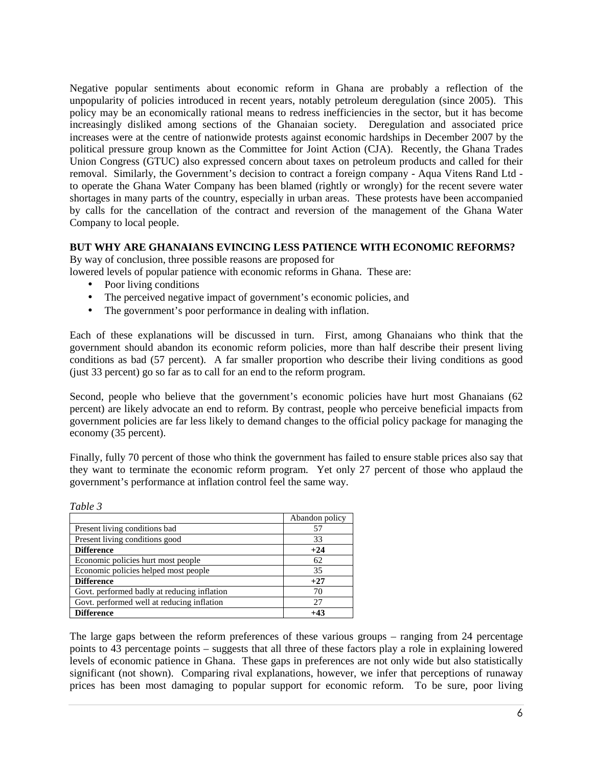Negative popular sentiments about economic reform in Ghana are probably a reflection of the unpopularity of policies introduced in recent years, notably petroleum deregulation (since 2005). This policy may be an economically rational means to redress inefficiencies in the sector, but it has become increasingly disliked among sections of the Ghanaian society. Deregulation and associated price increases were at the centre of nationwide protests against economic hardships in December 2007 by the political pressure group known as the Committee for Joint Action (CJA). Recently, the Ghana Trades Union Congress (GTUC) also expressed concern about taxes on petroleum products and called for their removal. Similarly, the Government's decision to contract a foreign company - Aqua Vitens Rand Ltd - to operate the Ghana Water Company has been blamed (rightly or wrongly) for the recent severe water shortages in many parts of the country, especially in urban areas. These protests have been accompanied by calls for the cancellation of the contract and reversion of the management of the Ghana Water Company to local people.

**BUT WHY ARE GHANAIANS EVINCING LESS PATIENCE WITH ECONOMIC REFORMS?**

By way of conclusion, three possible reasons are proposed for lowered levels of popular patience with economic reforms in Ghana. These are:

- Poor living conditions
- The perceived negative impact of government's economic policies, and
- The government's poor performance in dealing with inflation.

Each of these explanations will be discussed in turn. First, among Ghanaians who think that the government should abandon its economic reform policies, more than half describe their present living conditions as bad (57 percent). A far smaller proportion who describe their living conditions as good (just 33 percent) go so far as to call for an end to the reform program.

Second, people who believe that the government's economic policies have hurt most Ghanaians (62 percent) are likely advocate an end to reform. By contrast, people who perceive beneficial impacts from government policies are far less likely to demand changes to the official policy package for managing the economy (35 percent).

Finally, fully 70 percent of those who think the government has failed to ensure stable prices also say that they want to terminate the economic reform program. Yet only 27 percent of those who applaud the government's performance at inflation control feel the same way.

*Table 3*

| | Abandon policy |
|---|---|
| Present living conditions bad | 57 |
| Present living conditions good | 33 |
| **Difference** | **+24** |
| Economic policies hurt most people | 62 |
| Economic policies helped most people | 35 |
| **Difference** | **+27** |
| Govt. performed badly at reducing inflation | 70 |
| Govt. performed well at reducing inflation | 27 |
| **Difference** | **+43** |

The large gaps between the reform preferences of these various groups – ranging from 24 percentage points to 43 percentage points – suggests that all three of these factors play a role in explaining lowered levels of economic patience in Ghana. These gaps in preferences are not only wide but also statistically significant (not shown). Comparing rival explanations, however, we infer that perceptions of runaway prices has been most damaging to popular support for economic reform. To be sure, poor living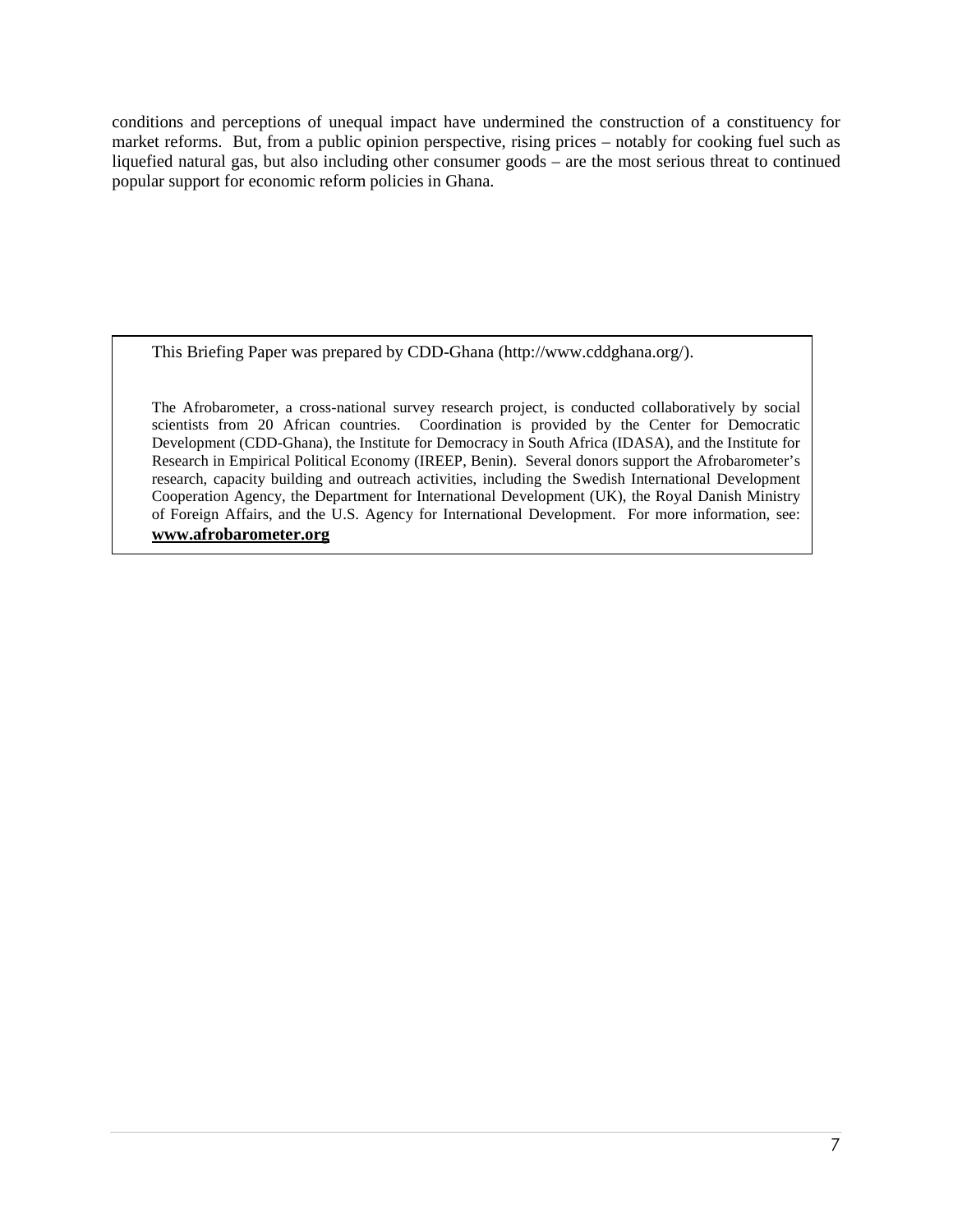conditions and perceptions of unequal impact have undermined the construction of a constituency for market reforms. But, from a public opinion perspective, rising prices – notably for cooking fuel such as liquefied natural gas, but also including other consumer goods – are the most serious threat to continued popular support for economic reform policies in Ghana.

This Briefing Paper was prepared by CDD-Ghana (http://www.cddghana.org/).

The Afrobarometer, a cross-national survey research project, is conducted collaboratively by social scientists from 20 African countries. Coordination is provided by the Center for Democratic Development (CDD-Ghana), the Institute for Democracy in South Africa (IDASA), and the Institute for Research in Empirical Political Economy (IREEP, Benin). Several donors support the Afrobarometer's research, capacity building and outreach activities, including the Swedish International Development Cooperation Agency, the Department for International Development (UK), the Royal Danish Ministry of Foreign Affairs, and the U.S. Agency for International Development. For more information, see: **www.afrobarometer.org**